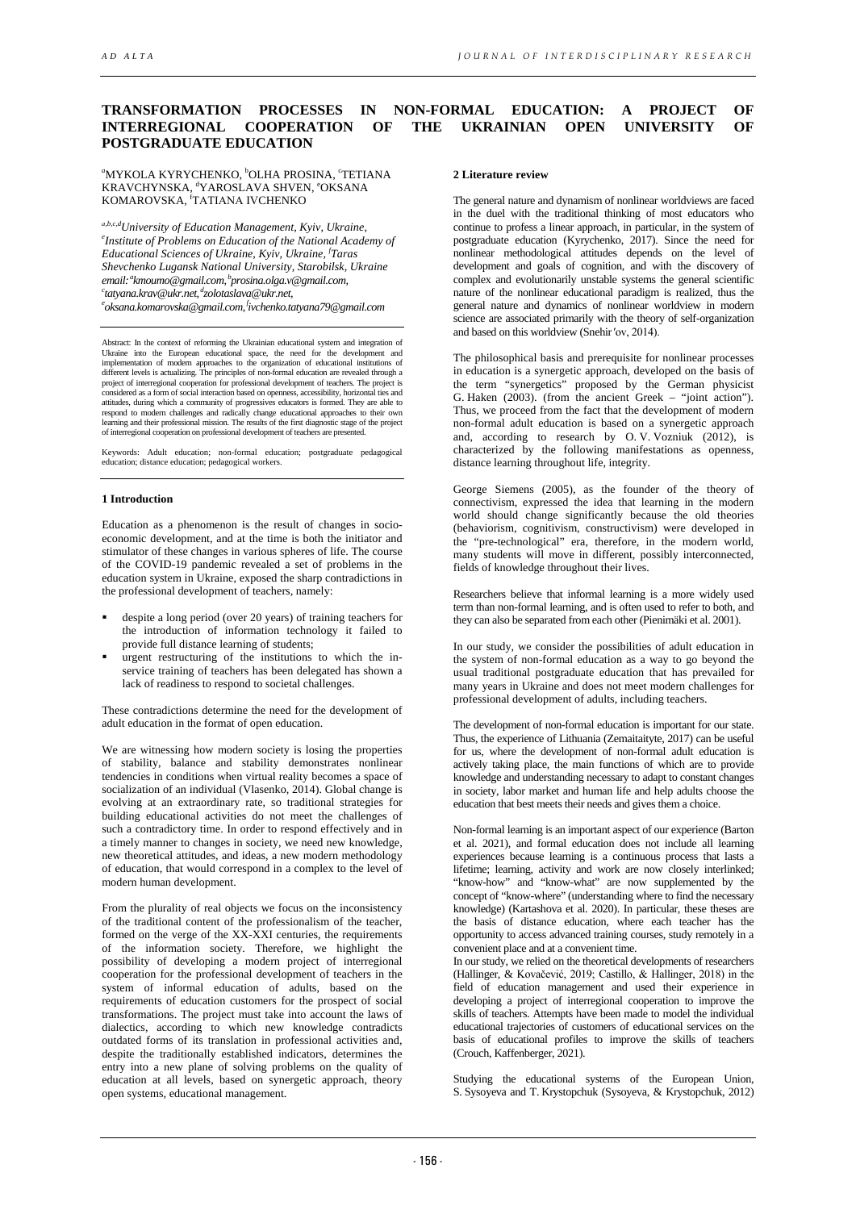# TRANSFORMATION PROCESSES IN NON-FORMAL EDUCATION: A PROJECT OF INTERREGIONAL COOPERATION OF THE UKRAINIAN OPEN UNIVERSITY OF POSTGRADUATE EDUCATION

[a]MYKOLA KYRYCHENKO, [b]OLHA PROSINA, [c]TETIANA KRAVCHYNSKA, [d]YAROSLAVA SHVEN, [e]OKSANA KOMAROVSKA, [f]TATIANA IVCHENKO

*[a,b,c,d]University of Education Management, Kyiv, Ukraine, [e]Institute of Problems on Education of the National Academy of Educational Sciences of Ukraine, Kyiv, Ukraine, [f]Taras Shevchenko Lugansk National University, Starobilsk, Ukraine*
*email: [a]kmoumo@gmail.com, [b]prosina.olga.v@gmail.com, [c]tatyana.krav@ukr.net, [d]zolotaslava@ukr.net, [e]oksana.komarovska@gmail.com, [f]ivchenko.tatyana79@gmail.com*

Abstract: In the context of reforming the Ukrainian educational system and integration of Ukraine into the European educational space, the need for the development and implementation of modern approaches to the organization of educational institutions of different levels is actualizing. The principles of non-formal education are revealed through a project of interregional cooperation for professional development of teachers. The project is considered as a form of social interaction based on openness, accessibility, horizontal ties and attitudes, during which a community of progressives educators is formed. They are able to respond to modern challenges and radically change educational approaches to their own learning and their professional mission. The results of the first diagnostic stage of the project of interregional cooperation on professional development of teachers are presented.

Keywords: Adult education; non-formal education; postgraduate pedagogical education; distance education; pedagogical workers.

## 1 Introduction

Education as a phenomenon is the result of changes in socio-economic development, and at the time is both the initiator and stimulator of these changes in various spheres of life. The course of the COVID-19 pandemic revealed a set of problems in the education system in Ukraine, exposed the sharp contradictions in the professional development of teachers, namely:

- despite a long period (over 20 years) of training teachers for the introduction of information technology it failed to provide full distance learning of students;
- urgent restructuring of the institutions to which the in-service training of teachers has been delegated has shown a lack of readiness to respond to societal challenges.

These contradictions determine the need for the development of adult education in the format of open education.

We are witnessing how modern society is losing the properties of stability, balance and stability demonstrates nonlinear tendencies in conditions when virtual reality becomes a space of socialization of an individual (Vlasenko, 2014). Global change is evolving at an extraordinary rate, so traditional strategies for building educational activities do not meet the challenges of such a contradictory time. In order to respond effectively and in a timely manner to changes in society, we need new knowledge, new theoretical attitudes, and ideas, a new modern methodology of education, that would correspond in a complex to the level of modern human development.

From the plurality of real objects we focus on the inconsistency of the traditional content of the professionalism of the teacher, formed on the verge of the XX-XXI centuries, the requirements of the information society. Therefore, we highlight the possibility of developing a modern project of interregional cooperation for the professional development of teachers in the system of informal education of adults, based on the requirements of education customers for the prospect of social transformations. The project must take into account the laws of dialectics, according to which new knowledge contradicts outdated forms of its translation in professional activities and, despite the traditionally established indicators, determines the entry into a new plane of solving problems on the quality of education at all levels, based on synergetic approach, theory open systems, educational management.

## 2 Literature review

The general nature and dynamism of nonlinear worldviews are faced in the duel with the traditional thinking of most educators who continue to profess a linear approach, in particular, in the system of postgraduate education (Kyrychenko, 2017). Since the need for nonlinear methodological attitudes depends on the level of development and goals of cognition, and with the discovery of complex and evolutionarily unstable systems the general scientific nature of the nonlinear educational paradigm is realized, thus the general nature and dynamics of nonlinear worldview in modern science are associated primarily with the theory of self-organization and based on this worldview (Snehir′ov, 2014).

The philosophical basis and prerequisite for nonlinear processes in education is a synergetic approach, developed on the basis of the term "synergetics" proposed by the German physicist G. Haken (2003). (from the ancient Greek – "joint action"). Thus, we proceed from the fact that the development of modern non-formal adult education is based on a synergetic approach and, according to research by O. V. Vozniuk (2012), is characterized by the following manifestations as openness, distance learning throughout life, integrity.

George Siemens (2005), as the founder of the theory of connectivism, expressed the idea that learning in the modern world should change significantly because the old theories (behaviorism, cognitivism, constructivism) were developed in the "pre-technological" era, therefore, in the modern world, many students will move in different, possibly interconnected, fields of knowledge throughout their lives.

Researchers believe that informal learning is a more widely used term than non-formal learning, and is often used to refer to both, and they can also be separated from each other (Pienimäki et al. 2001).

In our study, we consider the possibilities of adult education in the system of non-formal education as a way to go beyond the usual traditional postgraduate education that has prevailed for many years in Ukraine and does not meet modern challenges for professional development of adults, including teachers.

The development of non-formal education is important for our state. Thus, the experience of Lithuania (Zemaitaityte, 2017) can be useful for us, where the development of non-formal adult education is actively taking place, the main functions of which are to provide knowledge and understanding necessary to adapt to constant changes in society, labor market and human life and help adults choose the education that best meets their needs and gives them a choice.

Non-formal learning is an important aspect of our experience (Barton et al. 2021), and formal education does not include all learning experiences because learning is a continuous process that lasts a lifetime; learning, activity and work are now closely interlinked; "know-how" and "know-what" are now supplemented by the concept of "know-where" (understanding where to find the necessary knowledge) (Kartashova et al. 2020). In particular, these theses are the basis of distance education, where each teacher has the opportunity to access advanced training courses, study remotely in a convenient place and at a convenient time.

In our study, we relied on the theoretical developments of researchers (Hallinger, & Kovačević, 2019; Castillo, & Hallinger, 2018) in the field of education management and used their experience in developing a project of interregional cooperation to improve the skills of teachers. Attempts have been made to model the individual educational trajectories of customers of educational services on the basis of educational profiles to improve the skills of teachers (Crouch, Kaffenberger, 2021).

Studying the educational systems of the European Union, S. Sysoyeva and T. Krystopchuk (Sysoyeva, & Krystopchuk, 2012)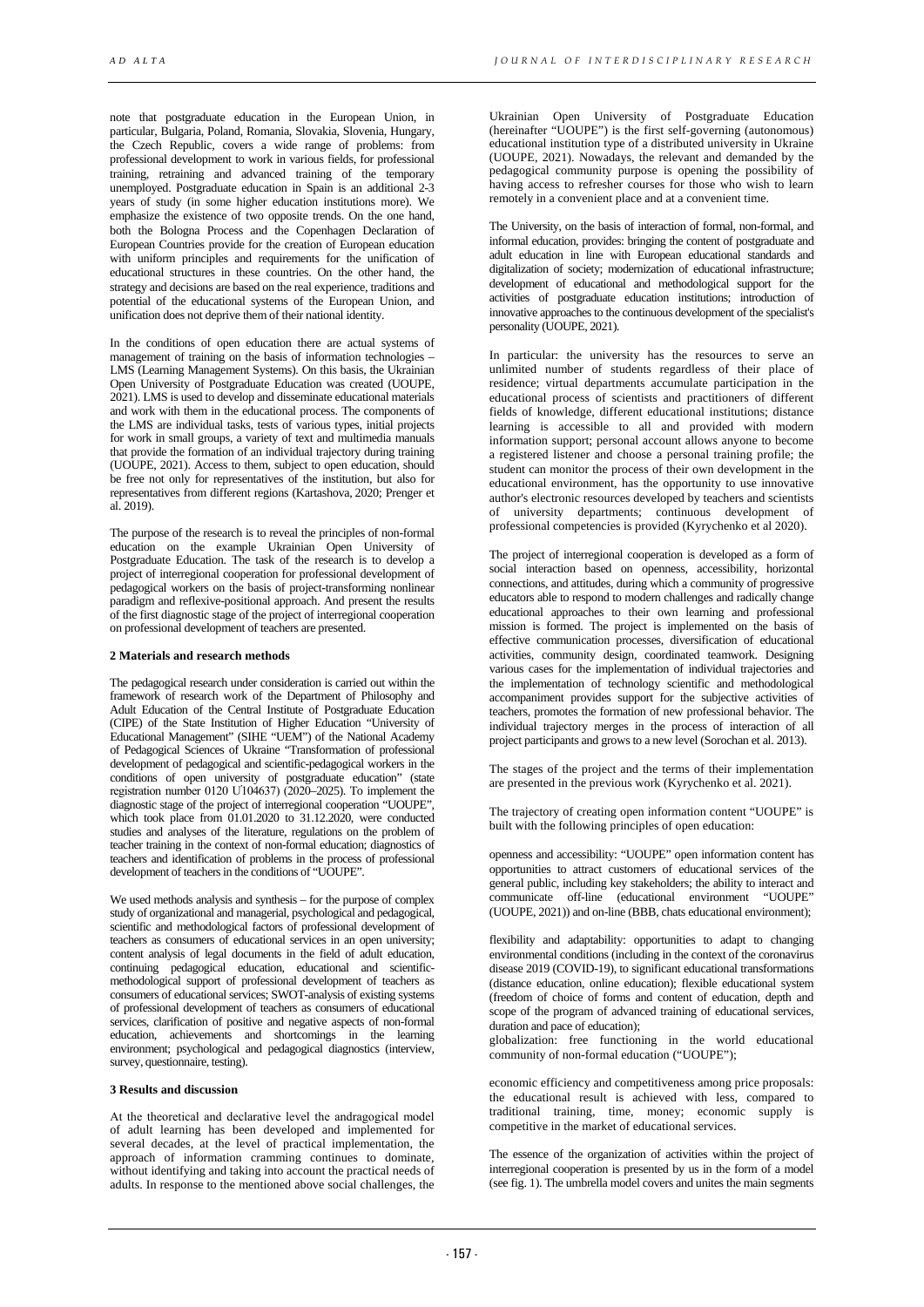note that postgraduate education in the European Union, in particular, Bulgaria, Poland, Romania, Slovakia, Slovenia, Hungary, the Czech Republic, covers a wide range of problems: from professional development to work in various fields, for professional training, retraining and advanced training of the temporary unemployed. Postgraduate education in Spain is an additional 2-3 years of study (in some higher education institutions more). We emphasize the existence of two opposite trends. On the one hand, both the Bologna Process and the Copenhagen Declaration of European Countries provide for the creation of European education with uniform principles and requirements for the unification of educational structures in these countries. On the other hand, the strategy and decisions are based on the real experience, traditions and potential of the educational systems of the European Union, and unification does not deprive them of their national identity.

In the conditions of open education there are actual systems of management of training on the basis of information technologies – LMS (Learning Management Systems). On this basis, the Ukrainian Open University of Postgraduate Education was created (UOUPE, 2021). LMS is used to develop and disseminate educational materials and work with them in the educational process. The components of the LMS are individual tasks, tests of various types, initial projects for work in small groups, a variety of text and multimedia manuals that provide the formation of an individual trajectory during training (UOUPE, 2021). Access to them, subject to open education, should be free not only for representatives of the institution, but also for representatives from different regions (Kartashova, 2020; Prenger et al. 2019).

The purpose of the research is to reveal the principles of non-formal education on the example Ukrainian Open University of Postgraduate Education. The task of the research is to develop a project of interregional cooperation for professional development of pedagogical workers on the basis of project-transforming nonlinear paradigm and reflexive-positional approach. And present the results of the first diagnostic stage of the project of interregional cooperation on professional development of teachers are presented.

## 2 Materials and research methods

The pedagogical research under consideration is carried out within the framework of research work of the Department of Philosophy and Adult Education of the Central Institute of Postgraduate Education (CIPE) of the State Institution of Higher Education "University of Educational Management" (SIHE "UEM") of the National Academy of Pedagogical Sciences of Ukraine "Transformation of professional development of pedagogical and scientific-pedagogical workers in the conditions of open university of postgraduate education" (state registration number 0120 U104637) (2020–2025). To implement the diagnostic stage of the project of interregional cooperation "UOUPE", which took place from 01.01.2020 to 31.12.2020, were conducted studies and analyses of the literature, regulations on the problem of teacher training in the context of non-formal education; diagnostics of teachers and identification of problems in the process of professional development of teachers in the conditions of "UOUPE".

We used methods analysis and synthesis – for the purpose of complex study of organizational and managerial, psychological and pedagogical, scientific and methodological factors of professional development of teachers as consumers of educational services in an open university; content analysis of legal documents in the field of adult education, continuing pedagogical education, educational and scientific-methodological support of professional development of teachers as consumers of educational services; SWOT-analysis of existing systems of professional development of teachers as consumers of educational services, clarification of positive and negative aspects of non-formal education, achievements and shortcomings in the learning environment; psychological and pedagogical diagnostics (interview, survey, questionnaire, testing).

## 3 Results and discussion

At the theoretical and declarative level the andragogical model of adult learning has been developed and implemented for several decades, at the level of practical implementation, the approach of information cramming continues to dominate, without identifying and taking into account the practical needs of adults. In response to the mentioned above social challenges, the Ukrainian Open University of Postgraduate Education (hereinafter "UOUPE") is the first self-governing (autonomous) educational institution type of a distributed university in Ukraine (UOUPE, 2021). Nowadays, the relevant and demanded by the pedagogical community purpose is opening the possibility of having access to refresher courses for those who wish to learn remotely in a convenient place and at a convenient time.

The University, on the basis of interaction of formal, non-formal, and informal education, provides: bringing the content of postgraduate and adult education in line with European educational standards and digitalization of society; modernization of educational infrastructure; development of educational and methodological support for the activities of postgraduate education institutions; introduction of innovative approaches to the continuous development of the specialist's personality (UOUPE, 2021).

In particular: the university has the resources to serve an unlimited number of students regardless of their place of residence; virtual departments accumulate participation in the educational process of scientists and practitioners of different fields of knowledge, different educational institutions; distance learning is accessible to all and provided with modern information support; personal account allows anyone to become a registered listener and choose a personal training profile; the student can monitor the process of their own development in the educational environment, has the opportunity to use innovative author's electronic resources developed by teachers and scientists of university departments; continuous development of professional competencies is provided (Kyrychenko et al 2020).

The project of interregional cooperation is developed as a form of social interaction based on openness, accessibility, horizontal connections, and attitudes, during which a community of progressive educators able to respond to modern challenges and radically change educational approaches to their own learning and professional mission is formed. The project is implemented on the basis of effective communication processes, diversification of educational activities, community design, coordinated teamwork. Designing various cases for the implementation of individual trajectories and the implementation of technology scientific and methodological accompaniment provides support for the subjective activities of teachers, promotes the formation of new professional behavior. The individual trajectory merges in the process of interaction of all project participants and grows to a new level (Sorochan et al. 2013).

The stages of the project and the terms of their implementation are presented in the previous work (Kyrychenko et al. 2021).

The trajectory of creating open information content "UOUPE" is built with the following principles of open education:

openness and accessibility: "UOUPE" open information content has opportunities to attract customers of educational services of the general public, including key stakeholders; the ability to interact and communicate off-line (educational environment "UOUPE" (UOUPE, 2021)) and on-line (BBB, chats educational environment);

flexibility and adaptability: opportunities to adapt to changing environmental conditions (including in the context of the coronavirus disease 2019 (COVID-19), to significant educational transformations (distance education, online education); flexible educational system (freedom of choice of forms and content of education, depth and scope of the program of advanced training of educational services, duration and pace of education);

globalization: free functioning in the world educational community of non-formal education ("UOUPE");

economic efficiency and competitiveness among price proposals: the educational result is achieved with less, compared to traditional training, time, money; economic supply is competitive in the market of educational services.

The essence of the organization of activities within the project of interregional cooperation is presented by us in the form of a model (see fig. 1). The umbrella model covers and unites the main segments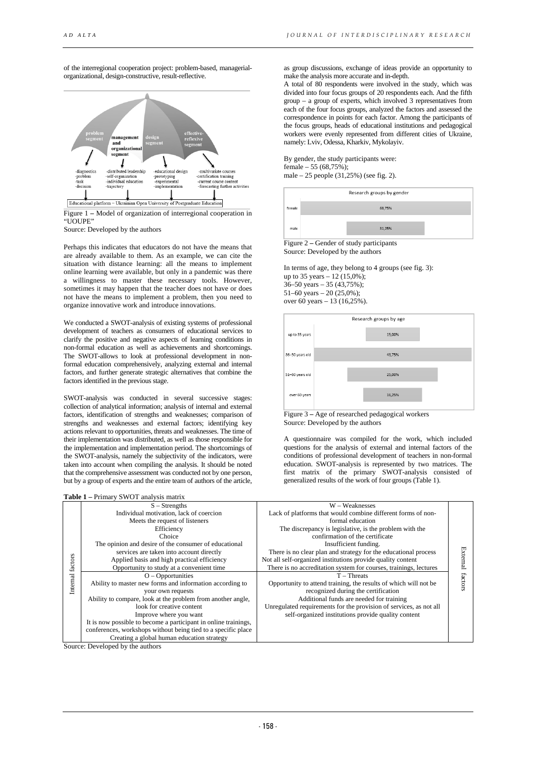of the interregional cooperation project: problem-based, managerial-organizational, design-constructive, result-reflective.

Figure 1 – Model of organization of interregional cooperation in "UOUPE"

Source: Developed by the authors

Perhaps this indicates that educators do not have the means that are already available to them. As an example, we can cite the situation with distance learning: all the means to implement online learning were available, but only in a pandemic was there a willingness to master these necessary tools. However, sometimes it may happen that the teacher does not have or does not have the means to implement a problem, then you need to organize innovative work and introduce innovations.

We conducted a SWOT-analysis of existing systems of professional development of teachers as consumers of educational services to clarify the positive and negative aspects of learning conditions in non-formal education as well as achievements and shortcomings. The SWOT-allows to look at professional development in non-formal education comprehensively, analyzing external and internal factors, and further generate strategic alternatives that combine the factors identified in the previous stage.

SWOT-analysis was conducted in several successive stages: collection of analytical information; analysis of internal and external factors, identification of strengths and weaknesses; comparison of strengths and weaknesses and external factors; identifying key actions relevant to opportunities, threats and weaknesses. The time of their implementation was distributed, as well as those responsible for the implementation and implementation period. The shortcomings of the SWOT-analysis, namely the subjectivity of the indicators, were taken into account when compiling the analysis. It should be noted that the comprehensive assessment was conducted not by one person, but by a group of experts and the entire team of authors of the article, as group discussions, exchange of ideas provide an opportunity to make the analysis more accurate and in-depth.

A total of 80 respondents were involved in the study, which was divided into four focus groups of 20 respondents each. And the fifth group – a group of experts, which involved 3 representatives from each of the four focus groups, analyzed the factors and assessed the correspondence in points for each factor. Among the participants of the focus groups, heads of educational institutions and pedagogical workers were evenly represented from different cities of Ukraine, namely: Lviv, Odessa, Kharkiv, Mykolayiv.

By gender, the study participants were:
female – 55 (68,75%);
male – 25 people (31,25%) (see fig. 2).

Figure 2 – Gender of study participants

Source: Developed by the authors

In terms of age, they belong to 4 groups (see fig. 3):
up to 35 years – 12 (15,0%);
36–50 years – 35 (43,75%);
51–60 years – 20 (25,0%);
over 60 years – 13 (16,25%).

Figure 3 – Age of researched pedagogical workers

Source: Developed by the authors

A questionnaire was compiled for the work, which included questions for the analysis of external and internal factors of the conditions of professional development of teachers in non-formal education. SWOT-analysis is represented by two matrices. The first matrix of the primary SWOT-analysis consisted of generalized results of the work of four groups (Table 1).

**Table 1 –** Primary SWOT analysis matrix

| | S – Strengths | W – Weaknesses | |
|---|---|---|---|
| Internal factors | Individual motivation, lack of coercion<br>Meets the request of listeners<br>Efficiency<br>Choice<br>The opinion and desire of the consumer of educational services are taken into account directly<br>Applied basis and high practical efficiency<br>Opportunity to study at a convenient time | Lack of platforms that would combine different forms of non-formal education<br>The discrepancy is legislative, is the problem with the confirmation of the certificate<br>Insufficient funding.<br>There is no clear plan and strategy for the educational process<br>Not all self-organized institutions provide quality content<br>There is no accreditation system for courses, trainings, lectures | External factors |
| | O – Opportunities | T – Threats | |
| | Ability to master new forms and information according to your own requests<br>Ability to compare, look at the problem from another angle, look for creative content<br>Improve where you want<br>It is now possible to become a participant in online trainings, conferences, workshops without being tied to a specific place<br>Creating a global human education strategy | Opportunity to attend training, the results of which will not be recognized during the certification<br>Additional funds are needed for training<br>Unregulated requirements for the provision of services, as not all self-organized institutions provide quality content | |

Source: Developed by the authors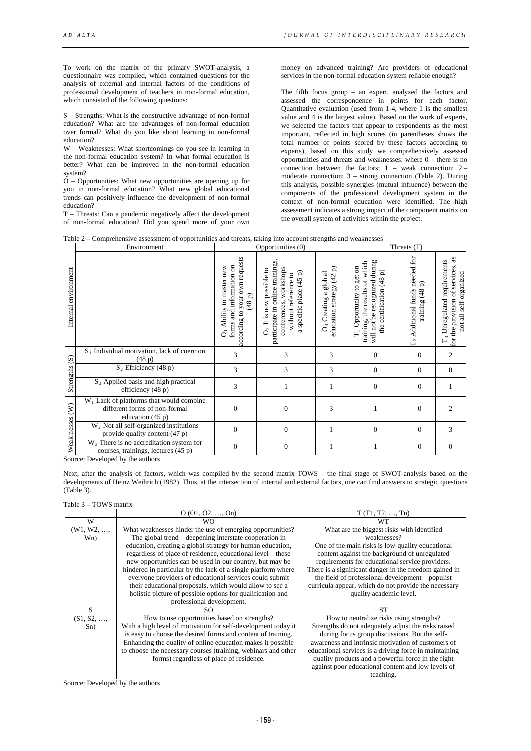To work on the matrix of the primary SWOT-analysis, a questionnaire was compiled, which contained questions for the analysis of external and internal factors of the conditions of professional development of teachers in non-formal education, which consisted of the following questions:

S – Strengths: What is the constructive advantage of non-formal education? What are the advantages of non-formal education over formal? What do you like about learning in non-formal education?
W – Weaknesses: What shortcomings do you see in learning in the non-formal education system? In what formal education is better? What can be improved in the non-formal education system?
O – Opportunities: What new opportunities are opening up for you in non-formal education? What new global educational trends can positively influence the development of non-formal education?
T – Threats: Can a pandemic negatively affect the development of non-formal education? Did you spend more of your own money on advanced training? Are providers of educational services in the non-formal education system reliable enough?

The fifth focus group – an expert, analyzed the factors and assessed the correspondence in points for each factor. Quantitative evaluation (used from 1-4, where 1 is the smallest value and 4 is the largest value). Based on the work of experts, we selected the factors that appear to respondents as the most important, reflected in high scores (in parentheses shows the total number of points scored by these factors according to experts), based on this study we comprehensively assessed opportunities and threats and weaknesses: where 0 – there is no connection between the factors; 1 – weak connection; 2 – moderate connection; 3 – strong connection (Table 2). During this analysis, possible synergies (mutual influence) between the components of the professional development system in the context of non-formal education were identified. The high assessment indicates a strong impact of the component matrix on the overall system of activities within the project.

Table 2 – Comprehensive assessment of opportunities and threats, taking into account strengths and weaknesses

| Internal environment | Environment | Opportunities (0) | | | Threats (T) | | |
|---|---|---|---|---|---|---|---|
| | | $O_1$ Ability to master new forms and information on according to your own requests (48 p) | $O_2$ It is now possible to participate in online trainings, conferences, workshops without reference to a specific place (45 p) | $O_3$ Creating a glob al education strategy (42 p) | $T_1$ Opportunity to get on training, the results of which will not be recognized during the certification (48 p) | $T_2$ Additional funds needed for training (48 p) | $T_3$ Unregulated requirements for the provision of services, as not all self-organized |
| Strengths (S) | $S_1$ Individual motivation, lack of coercion (48 p) | 3 | 3 | 3 | 0 | 0 | 2 |
| | $S_2$ Efficiency (48 p) | 3 | 3 | 3 | 0 | 0 | 0 |
| | $S_3$ Applied basis and high practical efficiency (48 p) | 3 | 1 | 1 | 0 | 0 | 1 |
| Weak nesses (W) | $W_1$ Lack of platforms that would combine different forms of non-formal education (45 p) | 0 | 0 | 3 | 1 | 0 | 2 |
| | $W_2$ Not all self-organized institutions provide quality content (47 p) | 0 | 0 | 1 | 0 | 0 | 3 |
| | $W_3$ There is no accreditation system for courses, trainings, lectures (45 p) | 0 | 0 | 1 | 1 | 0 | 0 |

Source: Developed by the authors

Next, after the analysis of factors, which was compiled by the second matrix TOWS – the final stage of SWOT-analysis based on the developments of Heinz Weihrich (1982). Thus, at the intersection of internal and external factors, one can find answers to strategic questions (Table 3).

Table 3 – TOWS matrix

| | O (O1, O2, …, On) | T (T1, T2, …, Tn) |
|---|---|---|
| W (W1, W2, …, Wn) | WO<br>What weaknesses hinder the use of emerging opportunities?<br>The global trend – deepening interstate cooperation in education, creating a global strategy for human education, regardless of place of residence, educational level – these new opportunities can be used in our country, but may be hindered in particular by the lack of a single platform where everyone providers of educational services could submit their educational proposals, which would allow to see a holistic picture of possible options for qualification and professional development. | WT<br>What are the biggest risks with identified weaknesses?<br>One of the main risks is low-quality educational content against the background of unregulated requirements for educational service providers.<br>There is a significant danger in the freedom gained in the field of professional development – populist curricula appear, which do not provide the necessary quality academic level. |
| S (S1, S2, …, Sn) | SO<br>How to use opportunities based on strengths?<br>With a high level of motivation for self-development today it is easy to choose the desired forms and content of training. Enhancing the quality of online education makes it possible to choose the necessary courses (training, webinars and other forms) regardless of place of residence. | ST<br>How to neutralize risks using strengths?<br>Strengths do not adequately adjust the risks raised during focus group discussions. But the self-awareness and intrinsic motivation of customers of educational services is a driving force in maintaining quality products and a powerful force in the fight against poor educational content and low levels of teaching. |

Source: Developed by the authors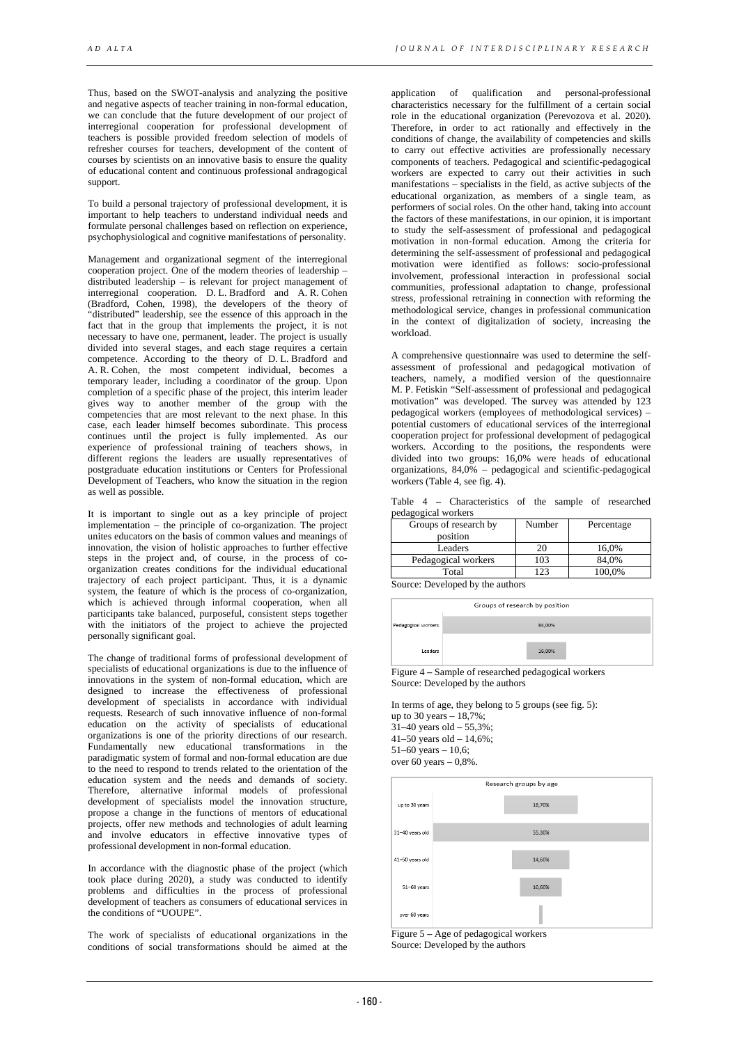Thus, based on the SWOT-analysis and analyzing the positive and negative aspects of teacher training in non-formal education, we can conclude that the future development of our project of interregional cooperation for professional development of teachers is possible provided freedom selection of models of refresher courses for teachers, development of the content of courses by scientists on an innovative basis to ensure the quality of educational content and continuous professional andragogical support.

To build a personal trajectory of professional development, it is important to help teachers to understand individual needs and formulate personal challenges based on reflection on experience, psychophysiological and cognitive manifestations of personality.

Management and organizational segment of the interregional cooperation project. One of the modern theories of leadership – distributed leadership – is relevant for project management of interregional cooperation. D. L. Bradford and A. R. Cohen (Bradford, Cohen, 1998), the developers of the theory of "distributed" leadership, see the essence of this approach in the fact that in the group that implements the project, it is not necessary to have one, permanent, leader. The project is usually divided into several stages, and each stage requires a certain competence. According to the theory of D. L. Bradford and A. R. Cohen, the most competent individual, becomes a temporary leader, including a coordinator of the group. Upon completion of a specific phase of the project, this interim leader gives way to another member of the group with the competencies that are most relevant to the next phase. In this case, each leader himself becomes subordinate. This process continues until the project is fully implemented. As our experience of professional training of teachers shows, in different regions the leaders are usually representatives of postgraduate education institutions or Centers for Professional Development of Teachers, who know the situation in the region as well as possible.

It is important to single out as a key principle of project implementation – the principle of co-organization. The project unites educators on the basis of common values and meanings of innovation, the vision of holistic approaches to further effective steps in the project and, of course, in the process of co-organization creates conditions for the individual educational trajectory of each project participant. Thus, it is a dynamic system, the feature of which is the process of co-organization, which is achieved through informal cooperation, when all participants take balanced, purposeful, consistent steps together with the initiators of the project to achieve the projected personally significant goal.

The change of traditional forms of professional development of specialists of educational organizations is due to the influence of innovations in the system of non-formal education, which are designed to increase the effectiveness of professional development of specialists in accordance with individual requests. Research of such innovative influence of non-formal education on the activity of specialists of educational organizations is one of the priority directions of our research. Fundamentally new educational transformations in the paradigmatic system of formal and non-formal education are due to the need to respond to trends related to the orientation of the education system and the needs and demands of society. Therefore, alternative informal models of professional development of specialists model the innovation structure, propose a change in the functions of mentors of educational projects, offer new methods and technologies of adult learning and involve educators in effective innovative types of professional development in non-formal education.

In accordance with the diagnostic phase of the project (which took place during 2020), a study was conducted to identify problems and difficulties in the process of professional development of teachers as consumers of educational services in the conditions of "UOUPE".

The work of specialists of educational organizations in the conditions of social transformations should be aimed at the application of qualification and personal-professional characteristics necessary for the fulfillment of a certain social role in the educational organization (Perevozova et al. 2020). Therefore, in order to act rationally and effectively in the conditions of change, the availability of competencies and skills to carry out effective activities are professionally necessary components of teachers. Pedagogical and scientific-pedagogical workers are expected to carry out their activities in such manifestations – specialists in the field, as active subjects of the educational organization, as members of a single team, as performers of social roles. On the other hand, taking into account the factors of these manifestations, in our opinion, it is important to study the self-assessment of professional and pedagogical motivation in non-formal education. Among the criteria for determining the self-assessment of professional and pedagogical motivation were identified as follows: socio-professional involvement, professional interaction in professional social communities, professional adaptation to change, professional stress, professional retraining in connection with reforming the methodological service, changes in professional communication in the context of digitalization of society, increasing the workload.

A comprehensive questionnaire was used to determine the self-assessment of professional and pedagogical motivation of teachers, namely, a modified version of the questionnaire M. P. Fetiskin "Self-assessment of professional and pedagogical motivation" was developed. The survey was attended by 123 pedagogical workers (employees of methodological services) – potential customers of educational services of the interregional cooperation project for professional development of pedagogical workers. According to the positions, the respondents were divided into two groups: 16,0% were heads of educational organizations, 84,0% – pedagogical and scientific-pedagogical workers (Table 4, see fig. 4).

Table 4 – Characteristics of the sample of researched pedagogical workers

| Groups of research by position | Number | Percentage |
|---|---|---|
| Leaders | 20 | 16,0% |
| Pedagogical workers | 103 | 84,0% |
| Total | 123 | 100,0% |

Source: Developed by the authors

Figure 4 – Sample of researched pedagogical workers
Source: Developed by the authors

In terms of age, they belong to 5 groups (see fig. 5):
up to 30 years – 18,7%;
31–40 years old – 55,3%;
41–50 years old – 14,6%;
51–60 years – 10,6;
over 60 years – 0,8%.

Figure 5 – Age of pedagogical workers
Source: Developed by the authors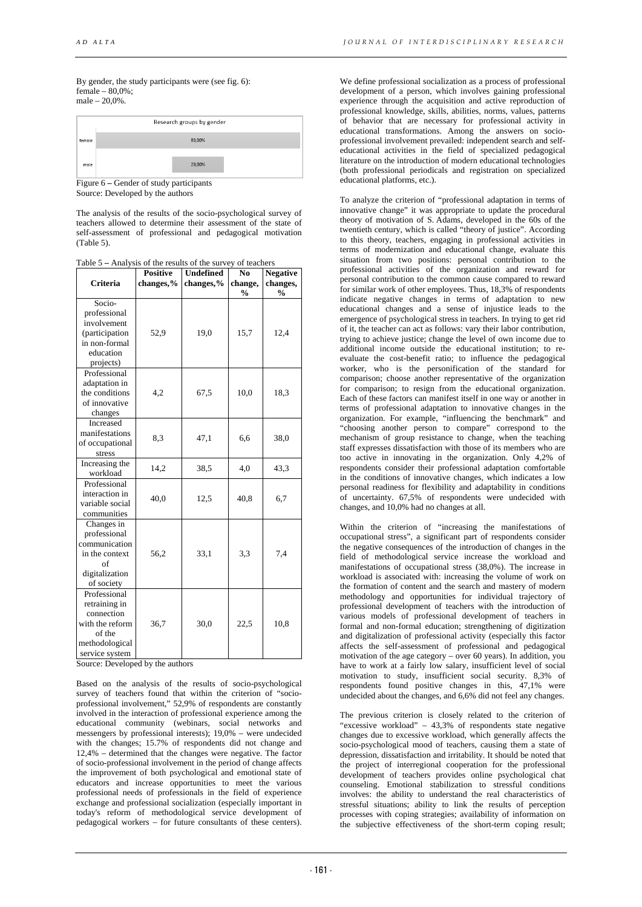By gender, the study participants were (see fig. 6):
female – 80,0%;
male – 20,0%.

Figure 6 – Gender of study participants
Source: Developed by the authors

The analysis of the results of the socio-psychological survey of teachers allowed to determine their assessment of the state of self-assessment of professional and pedagogical motivation (Table 5).

Table 5 – Analysis of the results of the survey of teachers

| Criteria | Positive changes,% | Undefined changes,% | No change, % | Negative changes, % |
|---|---|---|---|---|
| Socio-professional involvement (participation in non-formal education projects) | 52,9 | 19,0 | 15,7 | 12,4 |
| Professional adaptation in the conditions of innovative changes | 4,2 | 67,5 | 10,0 | 18,3 |
| Increased manifestations of occupational stress | 8,3 | 47,1 | 6,6 | 38,0 |
| Increasing the workload | 14,2 | 38,5 | 4,0 | 43,3 |
| Professional interaction in variable social communities | 40,0 | 12,5 | 40,8 | 6,7 |
| Changes in professional communication in the context of digitalization of society | 56,2 | 33,1 | 3,3 | 7,4 |
| Professional retraining in connection with the reform of the methodological service system | 36,7 | 30,0 | 22,5 | 10,8 |

Source: Developed by the authors

Based on the analysis of the results of socio-psychological survey of teachers found that within the criterion of "socio-professional involvement," 52,9% of respondents are constantly involved in the interaction of professional experience among the educational community (webinars, social networks and messengers by professional interests); 19,0% – were undecided with the changes; 15.7% of respondents did not change and 12,4% – determined that the changes were negative. The factor of socio-professional involvement in the period of change affects the improvement of both psychological and emotional state of educators and increase opportunities to meet the various professional needs of professionals in the field of experience exchange and professional socialization (especially important in today's reform of methodological service development of pedagogical workers – for future consultants of these centers).

We define professional socialization as a process of professional development of a person, which involves gaining professional experience through the acquisition and active reproduction of professional knowledge, skills, abilities, norms, values, patterns of behavior that are necessary for professional activity in educational transformations. Among the answers on socio-professional involvement prevailed: independent search and self-educational activities in the field of specialized pedagogical literature on the introduction of modern educational technologies (both professional periodicals and registration on specialized educational platforms, etc.).

To analyze the criterion of "professional adaptation in terms of innovative change" it was appropriate to update the procedural theory of motivation of S. Adams, developed in the 60s of the twentieth century, which is called "theory of justice". According to this theory, teachers, engaging in professional activities in terms of modernization and educational change, evaluate this situation from two positions: personal contribution to the professional activities of the organization and reward for personal contribution to the common cause compared to reward for similar work of other employees. Thus, 18,3% of respondents indicate negative changes in terms of adaptation to new educational changes and a sense of injustice leads to the emergence of psychological stress in teachers. In trying to get rid of it, the teacher can act as follows: vary their labor contribution, trying to achieve justice; change the level of own income due to additional income outside the educational institution; to re-evaluate the cost-benefit ratio; to influence the pedagogical worker, who is the personification of the standard for comparison; choose another representative of the organization for comparison; to resign from the educational organization. Each of these factors can manifest itself in one way or another in terms of professional adaptation to innovative changes in the organization. For example, "influencing the benchmark" and "choosing another person to compare" correspond to the mechanism of group resistance to change, when the teaching staff expresses dissatisfaction with those of its members who are too active in innovating in the organization. Only 4,2% of respondents consider their professional adaptation comfortable in the conditions of innovative changes, which indicates a low personal readiness for flexibility and adaptability in conditions of uncertainty. 67,5% of respondents were undecided with changes, and 10,0% had no changes at all.

Within the criterion of "increasing the manifestations of occupational stress", a significant part of respondents consider the negative consequences of the introduction of changes in the field of methodological service increase the workload and manifestations of occupational stress (38,0%). The increase in workload is associated with: increasing the volume of work on the formation of content and the search and mastery of modern methodology and opportunities for individual trajectory of professional development of teachers with the introduction of various models of professional development of teachers in formal and non-formal education; strengthening of digitization and digitalization of professional activity (especially this factor affects the self-assessment of professional and pedagogical motivation of the age category – over 60 years). In addition, you have to work at a fairly low salary, insufficient level of social motivation to study, insufficient social security. 8,3% of respondents found positive changes in this, 47,1% were undecided about the changes, and 6,6% did not feel any changes.

The previous criterion is closely related to the criterion of "excessive workload" – 43,3% of respondents state negative changes due to excessive workload, which generally affects the socio-psychological mood of teachers, causing them a state of depression, dissatisfaction and irritability. It should be noted that the project of interregional cooperation for the professional development of teachers provides online psychological chat counseling. Emotional stabilization to stressful conditions involves: the ability to understand the real characteristics of stressful situations; ability to link the results of perception processes with coping strategies; availability of information on the subjective effectiveness of the short-term coping result;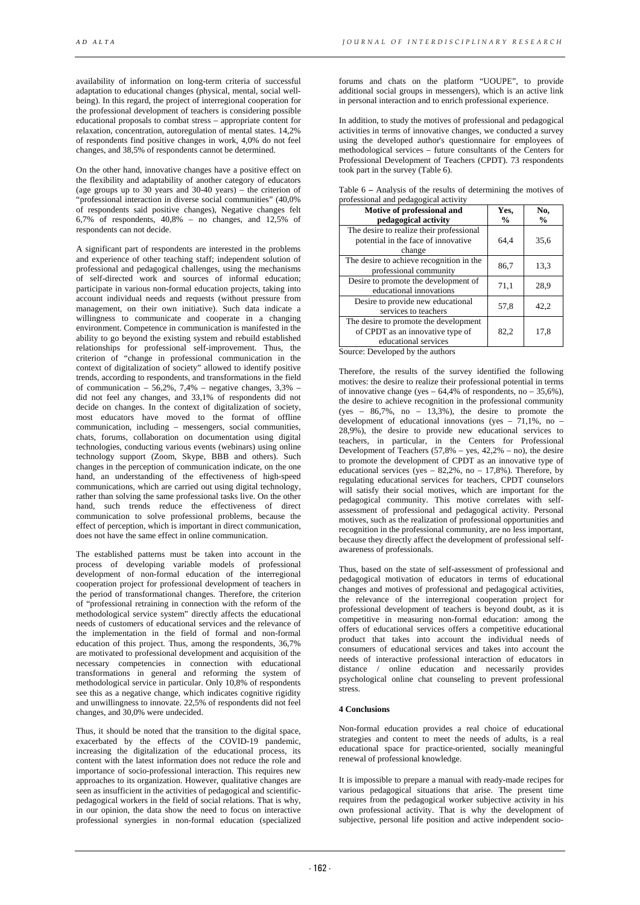availability of information on long-term criteria of successful adaptation to educational changes (physical, mental, social well-being). In this regard, the project of interregional cooperation for the professional development of teachers is considering possible educational proposals to combat stress – appropriate content for relaxation, concentration, autoregulation of mental states. 14,2% of respondents find positive changes in work, 4,0% do not feel changes, and 38,5% of respondents cannot be determined.

On the other hand, innovative changes have a positive effect on the flexibility and adaptability of another category of educators (age groups up to 30 years and 30-40 years) – the criterion of "professional interaction in diverse social communities" (40,0% of respondents said positive changes), Negative changes felt 6,7% of respondents, 40,8% – no changes, and 12,5% of respondents can not decide.

A significant part of respondents are interested in the problems and experience of other teaching staff; independent solution of professional and pedagogical challenges, using the mechanisms of self-directed work and sources of informal education; participate in various non-formal education projects, taking into account individual needs and requests (without pressure from management, on their own initiative). Such data indicate a willingness to communicate and cooperate in a changing environment. Competence in communication is manifested in the ability to go beyond the existing system and rebuild established relationships for professional self-improvement. Thus, the criterion of "change in professional communication in the context of digitalization of society" allowed to identify positive trends, according to respondents, and transformations in the field of communication – 56,2%, 7,4% – negative changes, 3,3% – did not feel any changes, and 33,1% of respondents did not decide on changes. In the context of digitalization of society, most educators have moved to the format of offline communication, including – messengers, social communities, chats, forums, collaboration on documentation using digital technologies, conducting various events (webinars) using online technology support (Zoom, Skype, BBB and others). Such changes in the perception of communication indicate, on the one hand, an understanding of the effectiveness of high-speed communications, which are carried out using digital technology, rather than solving the same professional tasks live. On the other hand, such trends reduce the effectiveness of direct communication to solve professional problems, because the effect of perception, which is important in direct communication, does not have the same effect in online communication.

The established patterns must be taken into account in the process of developing variable models of professional development of non-formal education of the interregional cooperation project for professional development of teachers in the period of transformational changes. Therefore, the criterion of "professional retraining in connection with the reform of the methodological service system" directly affects the educational needs of customers of educational services and the relevance of the implementation in the field of formal and non-formal education of this project. Thus, among the respondents, 36,7% are motivated to professional development and acquisition of the necessary competencies in connection with educational transformations in general and reforming the system of methodological service in particular. Only 10,8% of respondents see this as a negative change, which indicates cognitive rigidity and unwillingness to innovate. 22,5% of respondents did not feel changes, and 30,0% were undecided.

Thus, it should be noted that the transition to the digital space, exacerbated by the effects of the COVID-19 pandemic, increasing the digitalization of the educational process, its content with the latest information does not reduce the role and importance of socio-professional interaction. This requires new approaches to its organization. However, qualitative changes are seen as insufficient in the activities of pedagogical and scientific-pedagogical workers in the field of social relations. That is why, in our opinion, the data show the need to focus on interactive professional synergies in non-formal education (specialized forums and chats on the platform "UOUPE", to provide additional social groups in messengers), which is an active link in personal interaction and to enrich professional experience.

In addition, to study the motives of professional and pedagogical activities in terms of innovative changes, we conducted a survey using the developed author's questionnaire for employees of methodological services – future consultants of the Centers for Professional Development of Teachers (CPDT). 73 respondents took part in the survey (Table 6).

Table 6 – Analysis of the results of determining the motives of professional and pedagogical activity

| Motive of professional and pedagogical activity | Yes, % | No, % |
|---|---|---|
| The desire to realize their professional potential in the face of innovative change | 64,4 | 35,6 |
| The desire to achieve recognition in the professional community | 86,7 | 13,3 |
| Desire to promote the development of educational innovations | 71,1 | 28,9 |
| Desire to provide new educational services to teachers | 57,8 | 42,2 |
| The desire to promote the development of CPDT as an innovative type of educational services | 82,2 | 17,8 |

Source: Developed by the authors

Therefore, the results of the survey identified the following motives: the desire to realize their professional potential in terms of innovative change (yes – 64,4% of respondents, no – 35,6%), the desire to achieve recognition in the professional community (yes – 86,7%, no – 13,3%), the desire to promote the development of educational innovations (yes – 71,1%, no – 28,9%), the desire to provide new educational services to teachers, in particular, in the Centers for Professional Development of Teachers (57,8% – yes, 42,2% – no), the desire to promote the development of CPDT as an innovative type of educational services (yes – 82,2%, no – 17,8%). Therefore, by regulating educational services for teachers, CPDT counselors will satisfy their social motives, which are important for the pedagogical community. This motive correlates with self-assessment of professional and pedagogical activity. Personal motives, such as the realization of professional opportunities and recognition in the professional community, are no less important, because they directly affect the development of professional self-awareness of professionals.

Thus, based on the state of self-assessment of professional and pedagogical motivation of educators in terms of educational changes and motives of professional and pedagogical activities, the relevance of the interregional cooperation project for professional development of teachers is beyond doubt, as it is competitive in measuring non-formal education: among the offers of educational services offers a competitive educational product that takes into account the individual needs of consumers of educational services and takes into account the needs of interactive professional interaction of educators in distance / online education and necessarily provides psychological online chat counseling to prevent professional stress.

## 4 Conclusions

Non-formal education provides a real choice of educational strategies and content to meet the needs of adults, is a real educational space for practice-oriented, socially meaningful renewal of professional knowledge.

It is impossible to prepare a manual with ready-made recipes for various pedagogical situations that arise. The present time requires from the pedagogical worker subjective activity in his own professional activity. That is why the development of subjective, personal life position and active independent socio-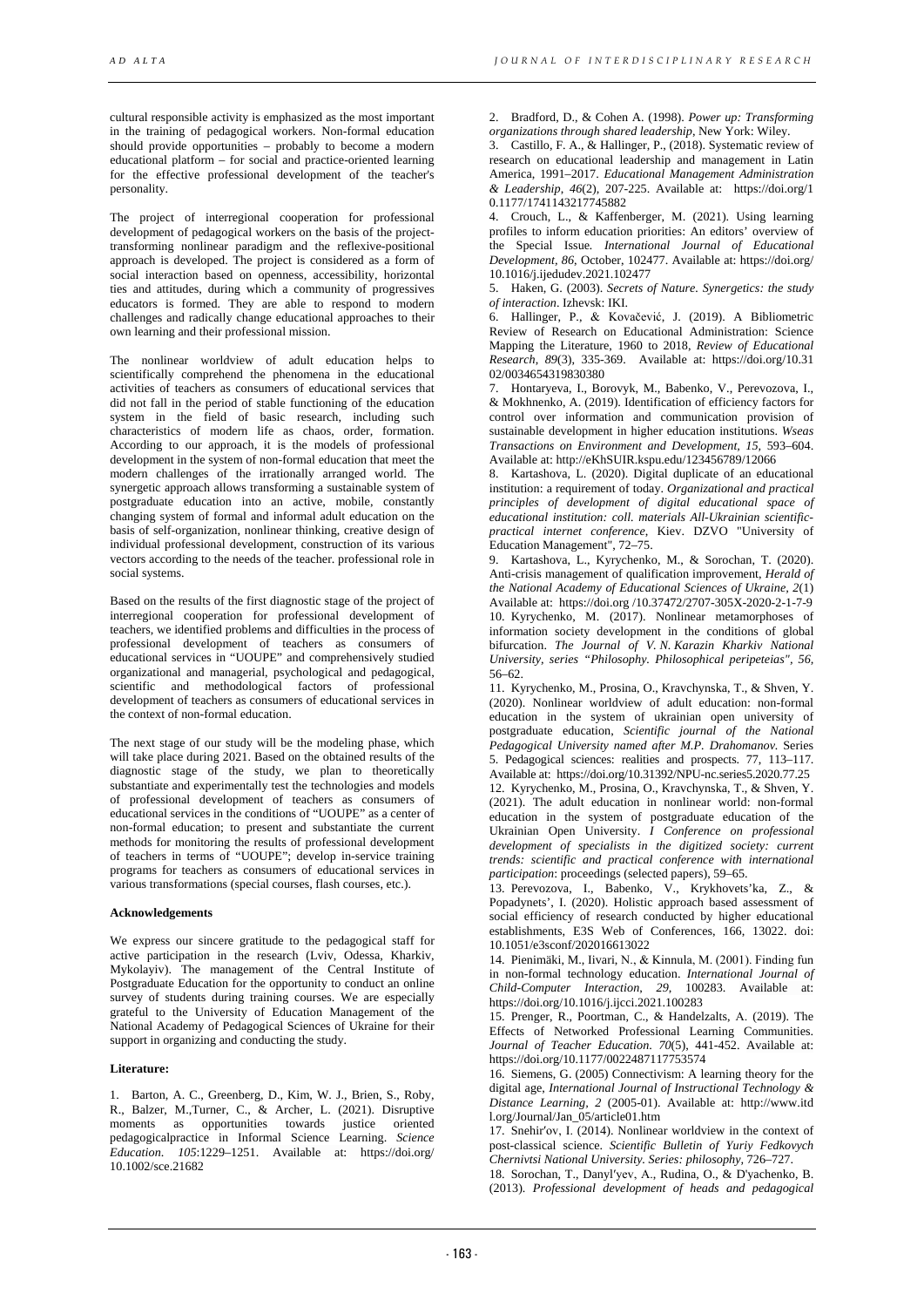cultural responsible activity is emphasized as the most important in the training of pedagogical workers. Non-formal education should provide opportunities – probably to become a modern educational platform – for social and practice-oriented learning for the effective professional development of the teacher's personality.

The project of interregional cooperation for professional development of pedagogical workers on the basis of the project-transforming nonlinear paradigm and the reflexive-positional approach is developed. The project is considered as a form of social interaction based on openness, accessibility, horizontal ties and attitudes, during which a community of progressives educators is formed. They are able to respond to modern challenges and radically change educational approaches to their own learning and their professional mission.

The nonlinear worldview of adult education helps to scientifically comprehend the phenomena in the educational activities of teachers as consumers of educational services that did not fall in the period of stable functioning of the education system in the field of basic research, including such characteristics of modern life as chaos, order, formation. According to our approach, it is the models of professional development in the system of non-formal education that meet the modern challenges of the irrationally arranged world. The synergetic approach allows transforming a sustainable system of postgraduate education into an active, mobile, constantly changing system of formal and informal adult education on the basis of self-organization, nonlinear thinking, creative design of individual professional development, construction of its various vectors according to the needs of the teacher. professional role in social systems.

Based on the results of the first diagnostic stage of the project of interregional cooperation for professional development of teachers, we identified problems and difficulties in the process of professional development of teachers as consumers of educational services in "UOUPE" and comprehensively studied organizational and managerial, psychological and pedagogical, scientific and methodological factors of professional development of teachers as consumers of educational services in the context of non-formal education.

The next stage of our study will be the modeling phase, which will take place during 2021. Based on the obtained results of the diagnostic stage of the study, we plan to theoretically substantiate and experimentally test the technologies and models of professional development of teachers as consumers of educational services in the conditions of "UOUPE" as a center of non-formal education; to present and substantiate the current methods for monitoring the results of professional development of teachers in terms of "UOUPE"; develop in-service training programs for teachers as consumers of educational services in various transformations (special courses, flash courses, etc.).

**Acknowledgements**

We express our sincere gratitude to the pedagogical staff for active participation in the research (Lviv, Odessa, Kharkiv, Mykolayiv). The management of the Central Institute of Postgraduate Education for the opportunity to conduct an online survey of students during training courses. We are especially grateful to the University of Education Management of the National Academy of Pedagogical Sciences of Ukraine for their support in organizing and conducting the study.

**Literature:**

1. Barton, A. C., Greenberg, D., Kim, W. J., Brien, S., Roby, R., Balzer, M.,Turner, C., & Archer, L. (2021). Disruptive moments as opportunities towards justice oriented pedagogicalpractice in Informal Science Learning. *Science Education. 105*:1229–1251. Available at: https://doi.org/10.1002/sce.21682
2. Bradford, D., & Cohen A. (1998). *Power up: Transforming organizations through shared leadership*, New York: Wiley.
3. Castillo, F. A., & Hallinger, P., (2018). Systematic review of research on educational leadership and management in Latin America, 1991–2017. *Educational Management Administration & Leadership, 46*(2), 207-225. Available at: https://doi.org/10.1177/1741143217745882
4. Crouch, L., & Kaffenberger, M. (2021). Using learning profiles to inform education priorities: An editors' overview of the Special Issue. *International Journal of Educational Development, 86*, October, 102477. Available at: https://doi.org/10.1016/j.ijedudev.2021.102477
5. Haken, G. (2003). *Secrets of Nature. Synergetics: the study of interaction*. Izhevsk: IKI.
6. Hallinger, P., & Kovačević, J. (2019). A Bibliometric Review of Research on Educational Administration: Science Mapping the Literature, 1960 to 2018, *Review of Educational Research, 89*(3), 335-369. Available at: https://doi.org/10.3102/0034654319830380
7. Hontaryeva, I., Borovyk, M., Babenko, V., Perevozova, I., & Mokhnenko, A. (2019). Identification of efficiency factors for control over information and communication provision of sustainable development in higher education institutions. *Wseas Transactions on Environment and Development, 15*, 593–604. Available at: http://eKhSUIR.kspu.edu/123456789/12066
8. Kartashova, L. (2020). Digital duplicate of an educational institution: a requirement of today. *Organizational and practical principles of development of digital educational space of educational institution: coll. materials All-Ukrainian scientific-practical internet conference*, Kiev. DZVO "University of Education Management", 72–75.
9. Kartashova, L., Kyrychenko, M., & Sorochan, T. (2020). Anti-crisis management of qualification improvement, *Herald of the National Academy of Educational Sciences of Ukraine, 2*(1) Available at: https://doi.org /10.37472/2707-305X-2020-2-1-7-9
10. Kyrychenko, M. (2017). Nonlinear metamorphoses of information society development in the conditions of global bifurcation. *The Journal of V. N. Karazin Kharkiv National University, series "Philosophy. Philosophical peripeteias", 56*, 56–62.
11. Kyrychenko, M., Prosina, O., Kravchynska, T., & Shven, Y. (2020). Nonlinear worldview of adult education: non-formal education in the system of ukrainian open university of postgraduate education, *Scientific journal of the National Pedagogical University named after M.P. Drahomanov.* Series 5. Pedagogical sciences: realities and prospects. 77, 113–117. Available at: https://doi.org/10.31392/NPU-nc.series5.2020.77.25
12. Kyrychenko, M., Prosina, O., Kravchynska, T., & Shven, Y. (2021). The adult education in nonlinear world: non-formal education in the system of postgraduate education of the Ukrainian Open University. *I Conference on professional development of specialists in the digitized society: current trends: scientific and practical conference with international participation*: proceedings (selected papers), 59–65.
13. Perevozova, I., Babenko, V., Krykhovets'ka, Z., & Popadynets', I. (2020). Holistic approach based assessment of social efficiency of research conducted by higher educational establishments, E3S Web of Conferences, 166, 13022. doi: 10.1051/e3sconf/202016613022
14. Pienimäki, M., Iivari, N., & Kinnula, M. (2001). Finding fun in non-formal technology education. *International Journal of Child-Computer Interaction, 29*, 100283. Available at: https://doi.org/10.1016/j.ijcci.2021.100283
15. Prenger, R., Poortman, C., & Handelzalts, A. (2019). The Effects of Networked Professional Learning Communities. *Journal of Teacher Education. 70*(5), 441-452. Available at: https://doi.org/10.1177/0022487117753574
16. Siemens, G. (2005) Connectivism: A learning theory for the digital age, *International Journal of Instructional Technology & Distance Learning, 2* (2005-01). Available at: http://www.itdl.org/Journal/Jan_05/article01.htm
17. Snehir'ov, I. (2014). Nonlinear worldview in the context of post-classical science. *Scientific Bulletin of Yuriy Fedkovych Chernivtsi National University. Series: philosophy*, 726–727.
18. Sorochan, T., Danyl'yev, A., Rudina, O., & D'yachenko, B. (2013). *Professional development of heads and pedagogical*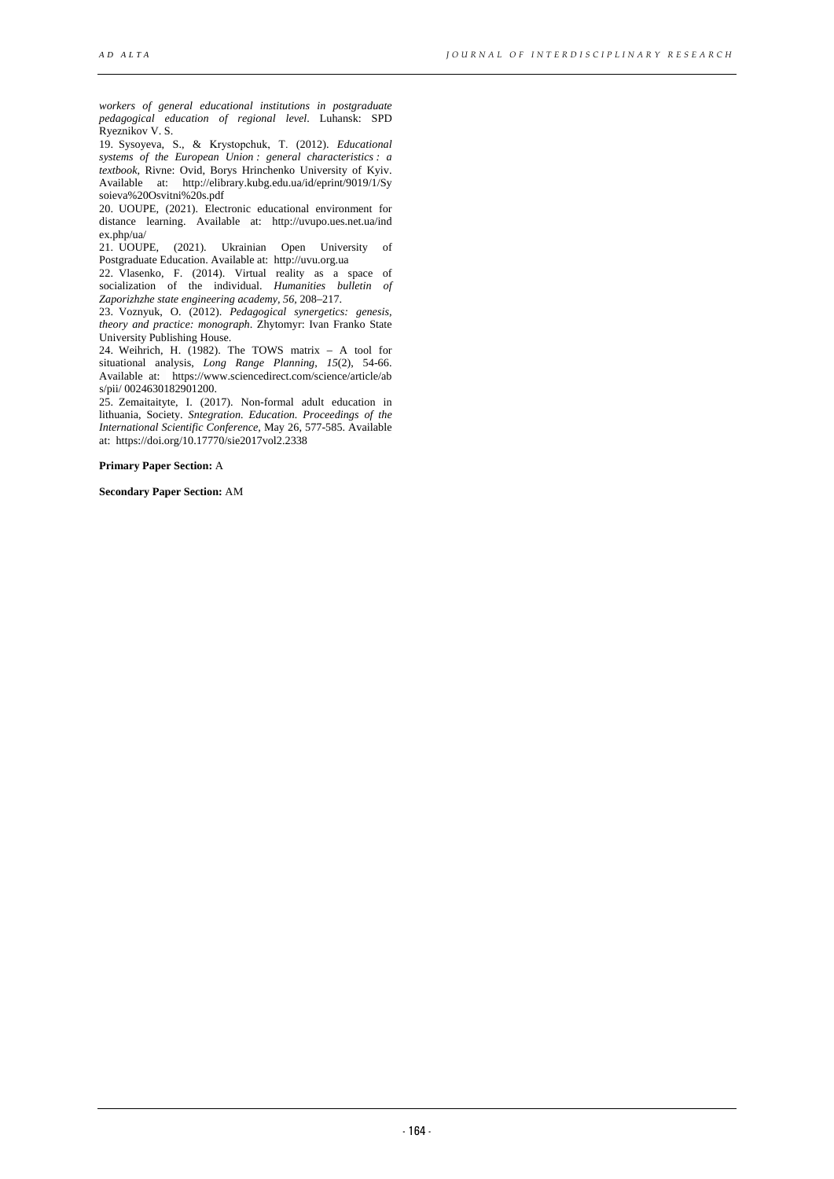*workers of general educational institutions in postgraduate pedagogical education of regional level*. Luhansk: SPD Ryeznikov V. S.

19. Sysoyeva, S., & Krystopchuk, T. (2012). *Educational systems of the European Union : general characteristics : a textbook*, Rivne: Ovid, Borys Hrinchenko University of Kyiv. Available at: http://elibrary.kubg.edu.ua/id/eprint/9019/1/Sysoieva%20Osvitni%20s.pdf

20. UOUPE, (2021). Electronic educational environment for distance learning. Available at: http://uvupo.ues.net.ua/index.php/ua/

21. UOUPE, (2021). Ukrainian Open University of Postgraduate Education. Available at: http://uvu.org.ua

22. Vlasenko, F. (2014). Virtual reality as a space of socialization of the individual. *Humanities bulletin of Zaporizhzhe state engineering academy, 56*, 208–217.

23. Voznyuk, O. (2012). *Pedagogical synergetics: genesis, theory and practice: monograph*. Zhytomyr: Ivan Franko State University Publishing House.

24. Weihrich, H. (1982). The TOWS matrix – A tool for situational analysis, *Long Range Planning*, *15*(2), 54-66. Available at: https://www.sciencedirect.com/science/article/abs/pii/ 0024630182901200.

25. Zemaitaityte, I. (2017). Non-formal adult education in lithuania, Society. *Sntegration. Education. Proceedings of the International Scientific Conference*, May 26, 577-585. Available at: https://doi.org/10.17770/sie2017vol2.2338

**Primary Paper Section:** A

**Secondary Paper Section:** AM